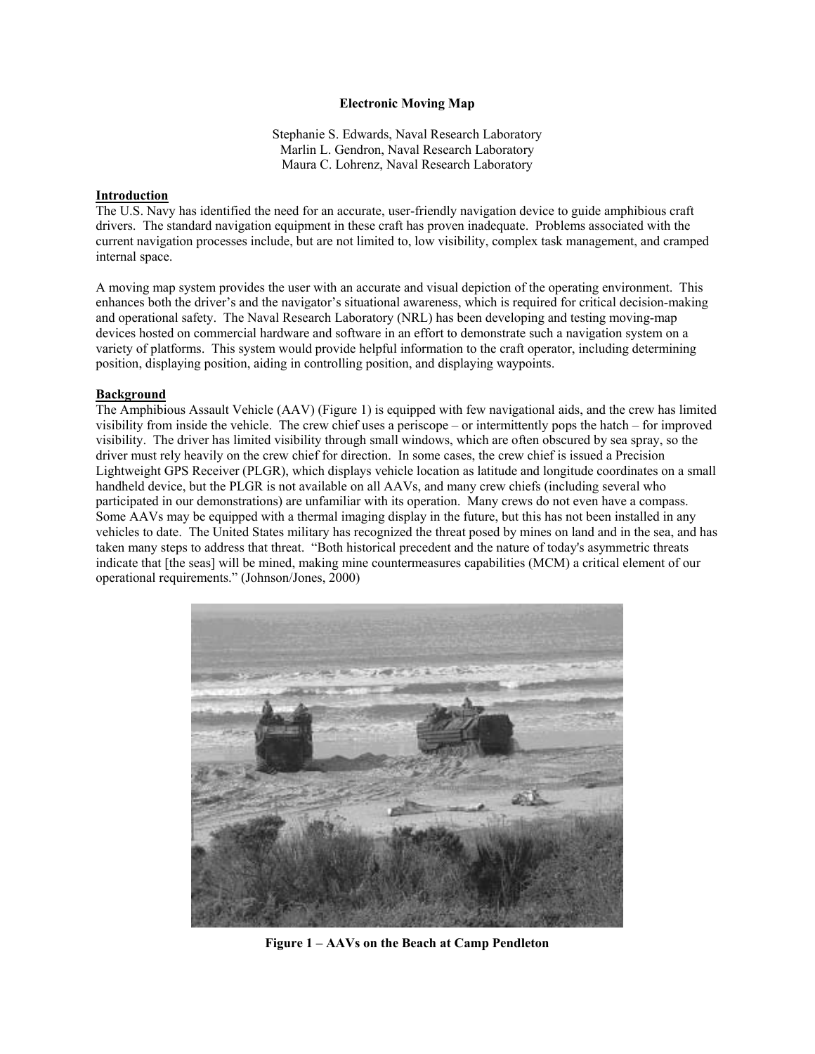# Electronic Moving Map

Stephanie S. Edwards, Naval Research Laboratory
Marlin L. Gendron, Naval Research Laboratory
Maura C. Lohrenz, Naval Research Laboratory

## Introduction

The U.S. Navy has identified the need for an accurate, user-friendly navigation device to guide amphibious craft drivers. The standard navigation equipment in these craft has proven inadequate. Problems associated with the current navigation processes include, but are not limited to, low visibility, complex task management, and cramped internal space.

A moving map system provides the user with an accurate and visual depiction of the operating environment. This enhances both the driver's and the navigator's situational awareness, which is required for critical decision-making and operational safety. The Naval Research Laboratory (NRL) has been developing and testing moving-map devices hosted on commercial hardware and software in an effort to demonstrate such a navigation system on a variety of platforms. This system would provide helpful information to the craft operator, including determining position, displaying position, aiding in controlling position, and displaying waypoints.

## Background

The Amphibious Assault Vehicle (AAV) (Figure 1) is equipped with few navigational aids, and the crew has limited visibility from inside the vehicle. The crew chief uses a periscope – or intermittently pops the hatch – for improved visibility. The driver has limited visibility through small windows, which are often obscured by sea spray, so the driver must rely heavily on the crew chief for direction. In some cases, the crew chief is issued a Precision Lightweight GPS Receiver (PLGR), which displays vehicle location as latitude and longitude coordinates on a small handheld device, but the PLGR is not available on all AAVs, and many crew chiefs (including several who participated in our demonstrations) are unfamiliar with its operation. Many crews do not even have a compass. Some AAVs may be equipped with a thermal imaging display in the future, but this has not been installed in any vehicles to date. The United States military has recognized the threat posed by mines on land and in the sea, and has taken many steps to address that threat. "Both historical precedent and the nature of today's asymmetric threats indicate that [the seas] will be mined, making mine countermeasures capabilities (MCM) a critical element of our operational requirements." (Johnson/Jones, 2000)

**Figure 1 – AAVs on the Beach at Camp Pendleton**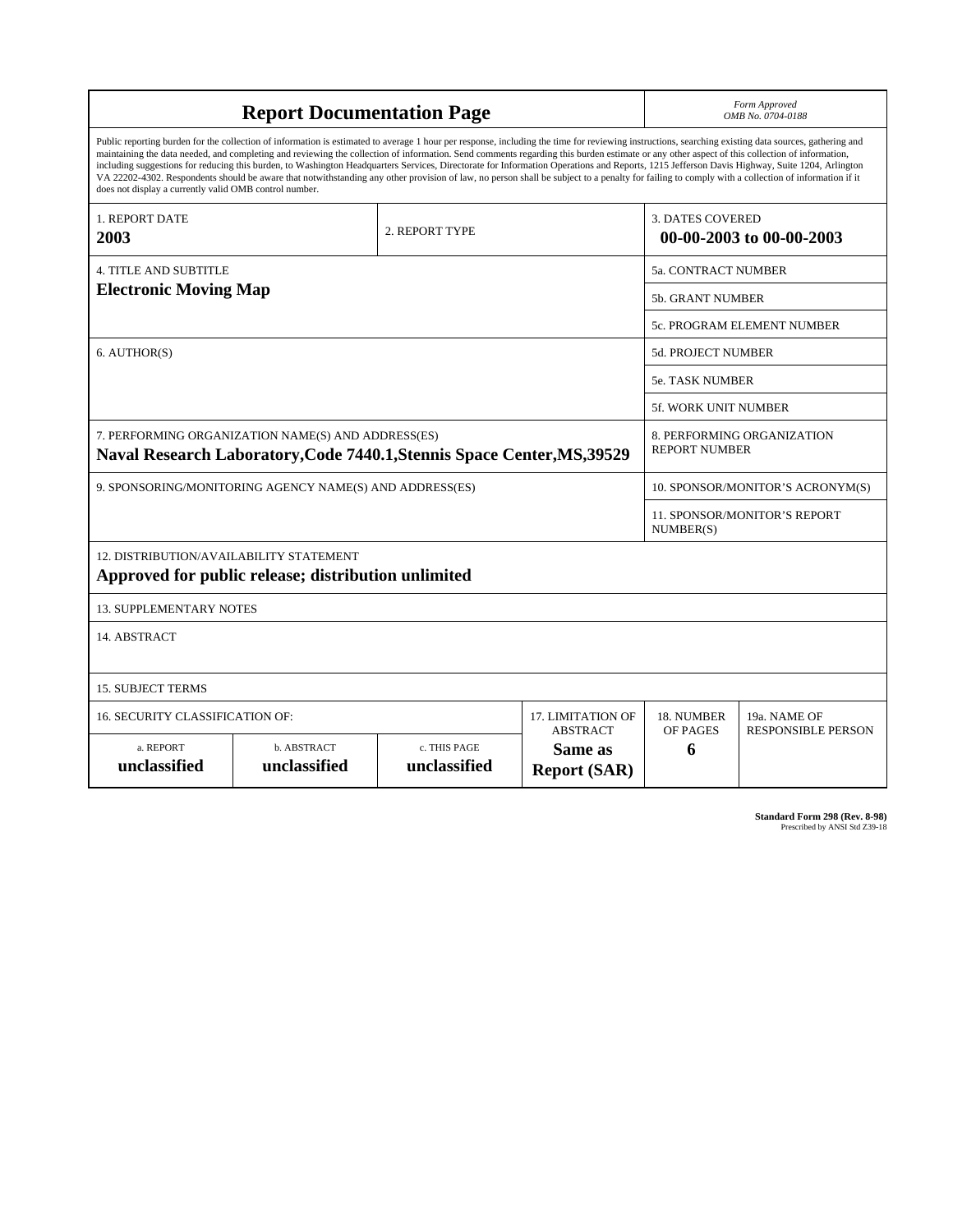# Report Documentation Page

*Form Approved*
*OMB No. 0704-0188*

Public reporting burden for the collection of information is estimated to average 1 hour per response, including the time for reviewing instructions, searching existing data sources, gathering and maintaining the data needed, and completing and reviewing the collection of information. Send comments regarding this burden estimate or any other aspect of this collection of information, including suggestions for reducing this burden, to Washington Headquarters Services, Directorate for Information Operations and Reports, 1215 Jefferson Davis Highway, Suite 1204, Arlington VA 22202-4302. Respondents should be aware that notwithstanding any other provision of law, no person shall be subject to a penalty for failing to comply with a collection of information if it does not display a currently valid OMB control number.

| | | |
|---|---|---|
| 1. REPORT DATE<br>**2003** | 2. REPORT TYPE | 3. DATES COVERED<br>**00-00-2003 to 00-00-2003** |
| 4. TITLE AND SUBTITLE<br>**Electronic Moving Map** | | 5a. CONTRACT NUMBER |
| | | 5b. GRANT NUMBER |
| | | 5c. PROGRAM ELEMENT NUMBER |
| 6. AUTHOR(S) | | 5d. PROJECT NUMBER |
| | | 5e. TASK NUMBER |
| | | 5f. WORK UNIT NUMBER |
| 7. PERFORMING ORGANIZATION NAME(S) AND ADDRESS(ES)<br>**Naval Research Laboratory,Code 7440.1,Stennis Space Center,MS,39529** | | 8. PERFORMING ORGANIZATION REPORT NUMBER |
| 9. SPONSORING/MONITORING AGENCY NAME(S) AND ADDRESS(ES) | | 10. SPONSOR/MONITOR'S ACRONYM(S) |
| | | 11. SPONSOR/MONITOR'S REPORT NUMBER(S) |

12. DISTRIBUTION/AVAILABILITY STATEMENT
**Approved for public release; distribution unlimited**

13. SUPPLEMENTARY NOTES

14. ABSTRACT

15. SUBJECT TERMS

| 16. SECURITY CLASSIFICATION OF: | | | 17. LIMITATION OF ABSTRACT | 18. NUMBER OF PAGES | 19a. NAME OF RESPONSIBLE PERSON |
|---|---|---|---|---|---|
| a. REPORT<br>**unclassified** | b. ABSTRACT<br>**unclassified** | c. THIS PAGE<br>**unclassified** | **Same as Report (SAR)** | **6** | |

**Standard Form 298 (Rev. 8-98)**
Prescribed by ANSI Std Z39-18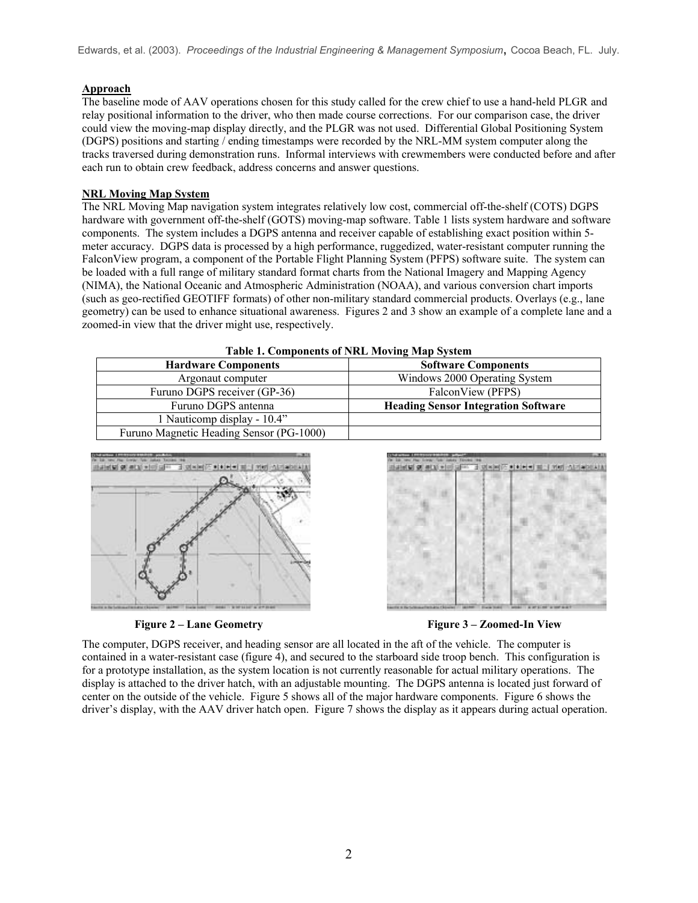**Approach**

The baseline mode of AAV operations chosen for this study called for the crew chief to use a hand-held PLGR and relay positional information to the driver, who then made course corrections. For our comparison case, the driver could view the moving-map display directly, and the PLGR was not used. Differential Global Positioning System (DGPS) positions and starting / ending timestamps were recorded by the NRL-MM system computer along the tracks traversed during demonstration runs. Informal interviews with crewmembers were conducted before and after each run to obtain crew feedback, address concerns and answer questions.

**NRL Moving Map System**

The NRL Moving Map navigation system integrates relatively low cost, commercial off-the-shelf (COTS) DGPS hardware with government off-the-shelf (GOTS) moving-map software. Table 1 lists system hardware and software components. The system includes a DGPS antenna and receiver capable of establishing exact position within 5-meter accuracy. DGPS data is processed by a high performance, ruggedized, water-resistant computer running the FalconView program, a component of the Portable Flight Planning System (PFPS) software suite. The system can be loaded with a full range of military standard format charts from the National Imagery and Mapping Agency (NIMA), the National Oceanic and Atmospheric Administration (NOAA), and various conversion chart imports (such as geo-rectified GEOTIFF formats) of other non-military standard commercial products. Overlays (e.g., lane geometry) can be used to enhance situational awareness. Figures 2 and 3 show an example of a complete lane and a zoomed-in view that the driver might use, respectively.

**Table 1. Components of NRL Moving Map System**

| Hardware Components | Software Components |
|---|---|
| Argonaut computer | Windows 2000 Operating System |
| Furuno DGPS receiver (GP-36) | FalconView (PFPS) |
| Furuno DGPS antenna | **Heading Sensor Integration Software** |
| 1 Nauticomp display - 10.4" | |
| Furuno Magnetic Heading Sensor (PG-1000) | |

**Figure 2 – Lane Geometry**

**Figure 3 – Zoomed-In View**

The computer, DGPS receiver, and heading sensor are all located in the aft of the vehicle. The computer is contained in a water-resistant case (figure 4), and secured to the starboard side troop bench. This configuration is for a prototype installation, as the system location is not currently reasonable for actual military operations. The display is attached to the driver hatch, with an adjustable mounting. The DGPS antenna is located just forward of center on the outside of the vehicle. Figure 5 shows all of the major hardware components. Figure 6 shows the driver's display, with the AAV driver hatch open. Figure 7 shows the display as it appears during actual operation.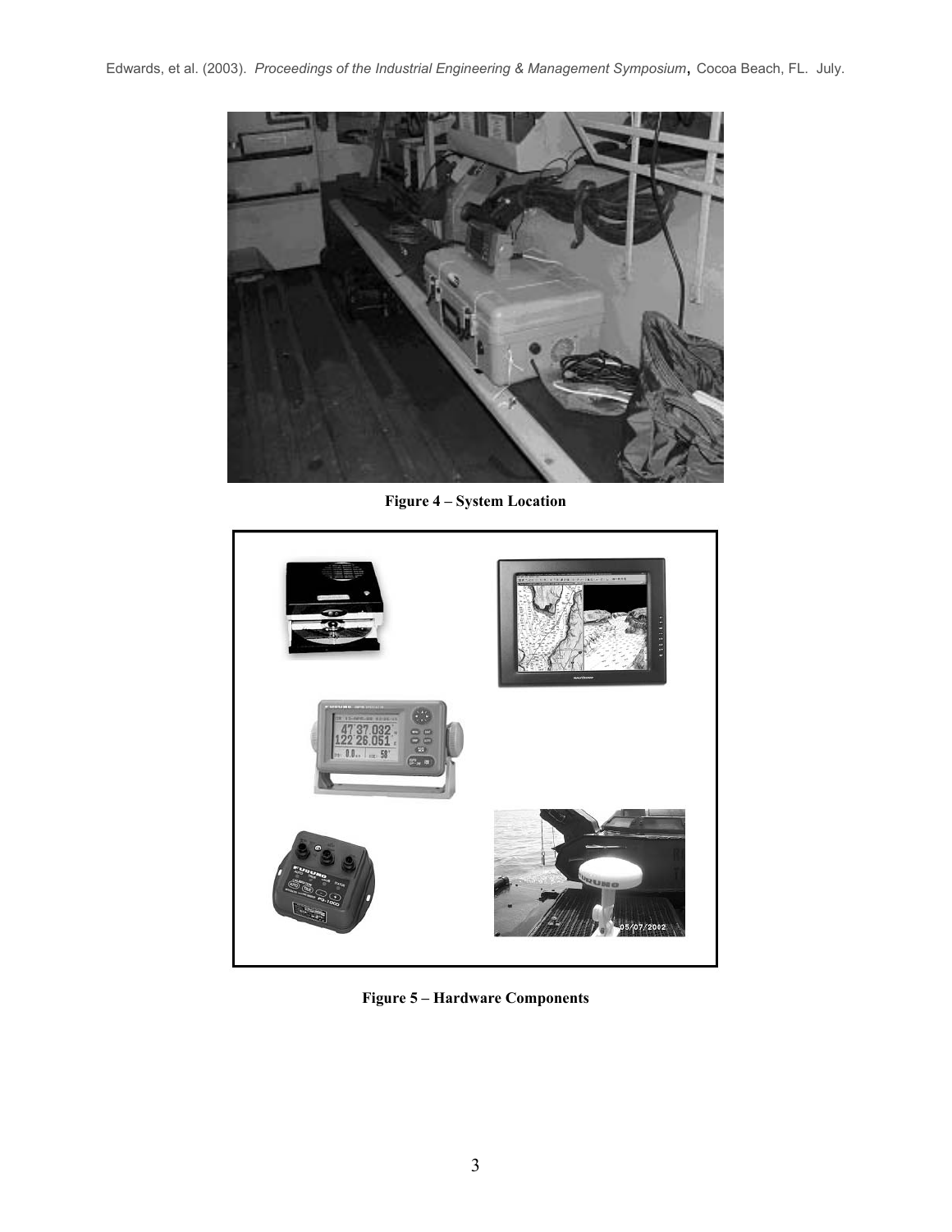**Figure 4 – System Location**

**Figure 5 – Hardware Components**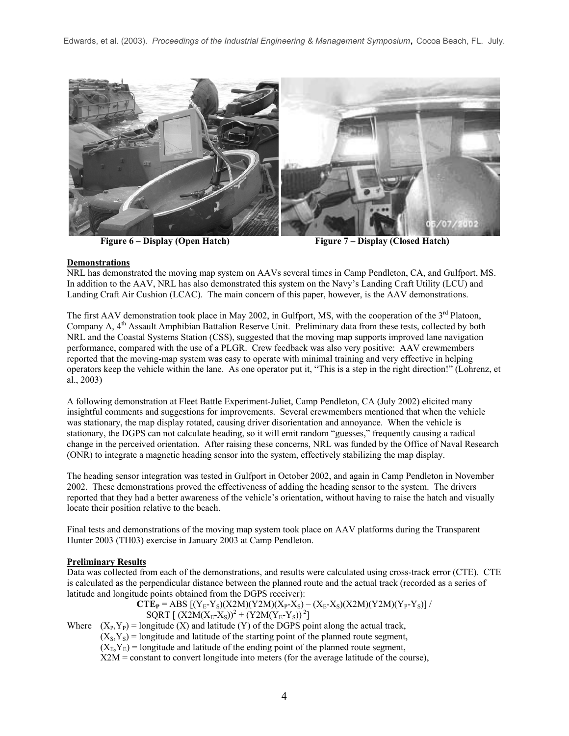Figure 6 – Display (Open Hatch)

Figure 7 – Display (Closed Hatch)

**Demonstrations**

NRL has demonstrated the moving map system on AAVs several times in Camp Pendleton, CA, and Gulfport, MS. In addition to the AAV, NRL has also demonstrated this system on the Navy's Landing Craft Utility (LCU) and Landing Craft Air Cushion (LCAC). The main concern of this paper, however, is the AAV demonstrations.

The first AAV demonstration took place in May 2002, in Gulfport, MS, with the cooperation of the 3rd Platoon, Company A, 4th Assault Amphibian Battalion Reserve Unit. Preliminary data from these tests, collected by both NRL and the Coastal Systems Station (CSS), suggested that the moving map supports improved lane navigation performance, compared with the use of a PLGR. Crew feedback was also very positive: AAV crewmembers reported that the moving-map system was easy to operate with minimal training and very effective in helping operators keep the vehicle within the lane. As one operator put it, "This is a step in the right direction!" (Lohrenz, et al., 2003)

A following demonstration at Fleet Battle Experiment-Juliet, Camp Pendleton, CA (July 2002) elicited many insightful comments and suggestions for improvements. Several crewmembers mentioned that when the vehicle was stationary, the map display rotated, causing driver disorientation and annoyance. When the vehicle is stationary, the DGPS can not calculate heading, so it will emit random "guesses," frequently causing a radical change in the perceived orientation. After raising these concerns, NRL was funded by the Office of Naval Research (ONR) to integrate a magnetic heading sensor into the system, effectively stabilizing the map display.

The heading sensor integration was tested in Gulfport in October 2002, and again in Camp Pendleton in November 2002. These demonstrations proved the effectiveness of adding the heading sensor to the system. The drivers reported that they had a better awareness of the vehicle's orientation, without having to raise the hatch and visually locate their position relative to the beach.

Final tests and demonstrations of the moving map system took place on AAV platforms during the Transparent Hunter 2003 (TH03) exercise in January 2003 at Camp Pendleton.

**Preliminary Results**

Data was collected from each of the demonstrations, and results were calculated using cross-track error (CTE). CTE is calculated as the perpendicular distance between the planned route and the actual track (recorded as a series of latitude and longitude points obtained from the DGPS receiver):

$$\mathbf{CTE_P} = \text{ABS}\,[(Y_E-Y_S)(X2M)(Y2M)(X_P-X_S) - (X_E-X_S)(X2M)(Y2M)(Y_P-Y_S)] \,/\, \text{SQRT}\,[\,(X2M(X_E-X_S))^2 + (Y2M(Y_E-Y_S))^2]$$

Where $(X_P,Y_P)$ = longitude (X) and latitude (Y) of the DGPS point along the actual track,
$(X_S,Y_S)$ = longitude and latitude of the starting point of the planned route segment,
$(X_E,Y_E)$ = longitude and latitude of the ending point of the planned route segment,
X2M = constant to convert longitude into meters (for the average latitude of the course),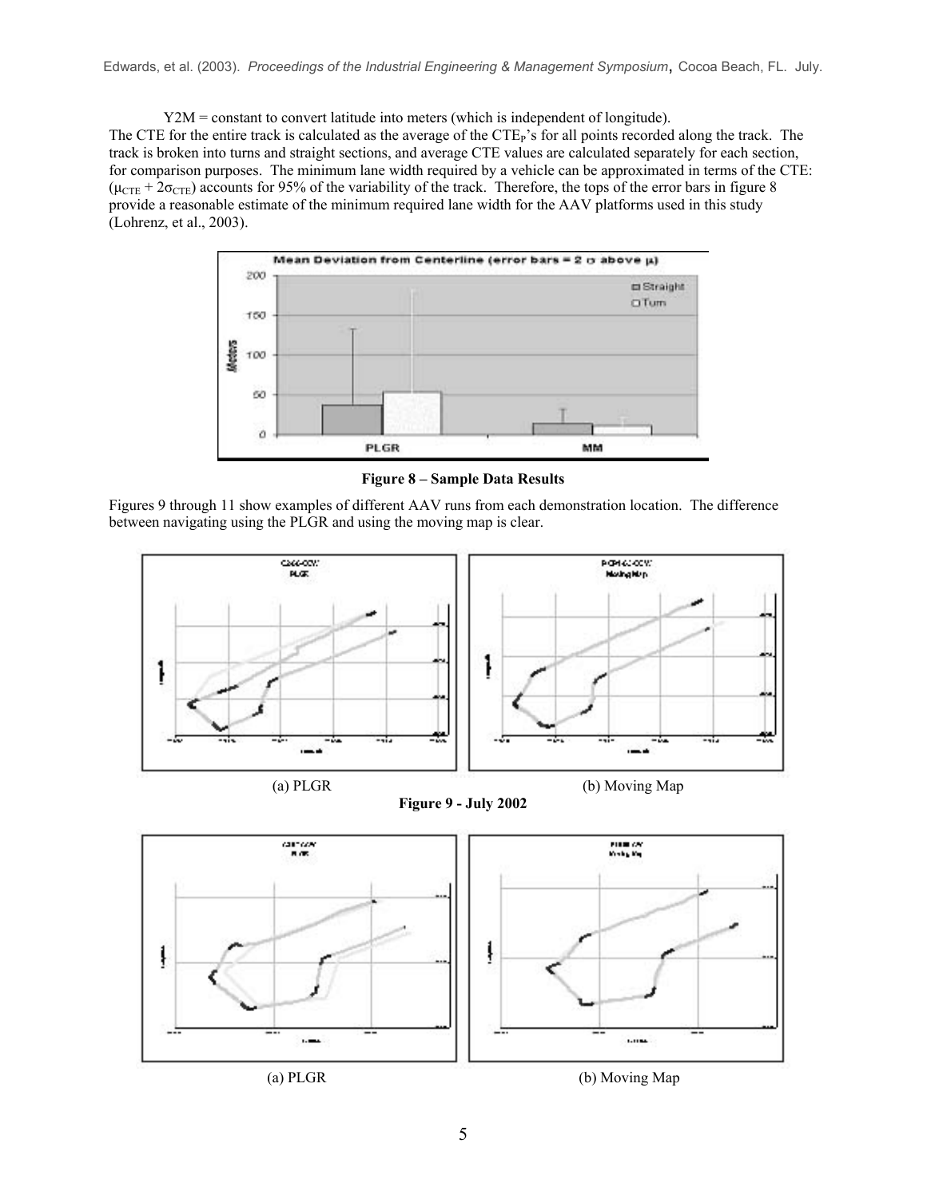Y2M = constant to convert latitude into meters (which is independent of longitude).

The CTE for the entire track is calculated as the average of the $CTE_P$'s for all points recorded along the track. The track is broken into turns and straight sections, and average CTE values are calculated separately for each section, for comparison purposes. The minimum lane width required by a vehicle can be approximated in terms of the CTE: ($\mu_{CTE} + 2\sigma_{CTE}$) accounts for 95% of the variability of the track. Therefore, the tops of the error bars in figure 8 provide a reasonable estimate of the minimum required lane width for the AAV platforms used in this study (Lohrenz, et al., 2003).

**Figure 8 – Sample Data Results**

Figures 9 through 11 show examples of different AAV runs from each demonstration location. The difference between navigating using the PLGR and using the moving map is clear.

(a) PLGR (b) Moving Map

**Figure 9 - July 2002**

(a) PLGR (b) Moving Map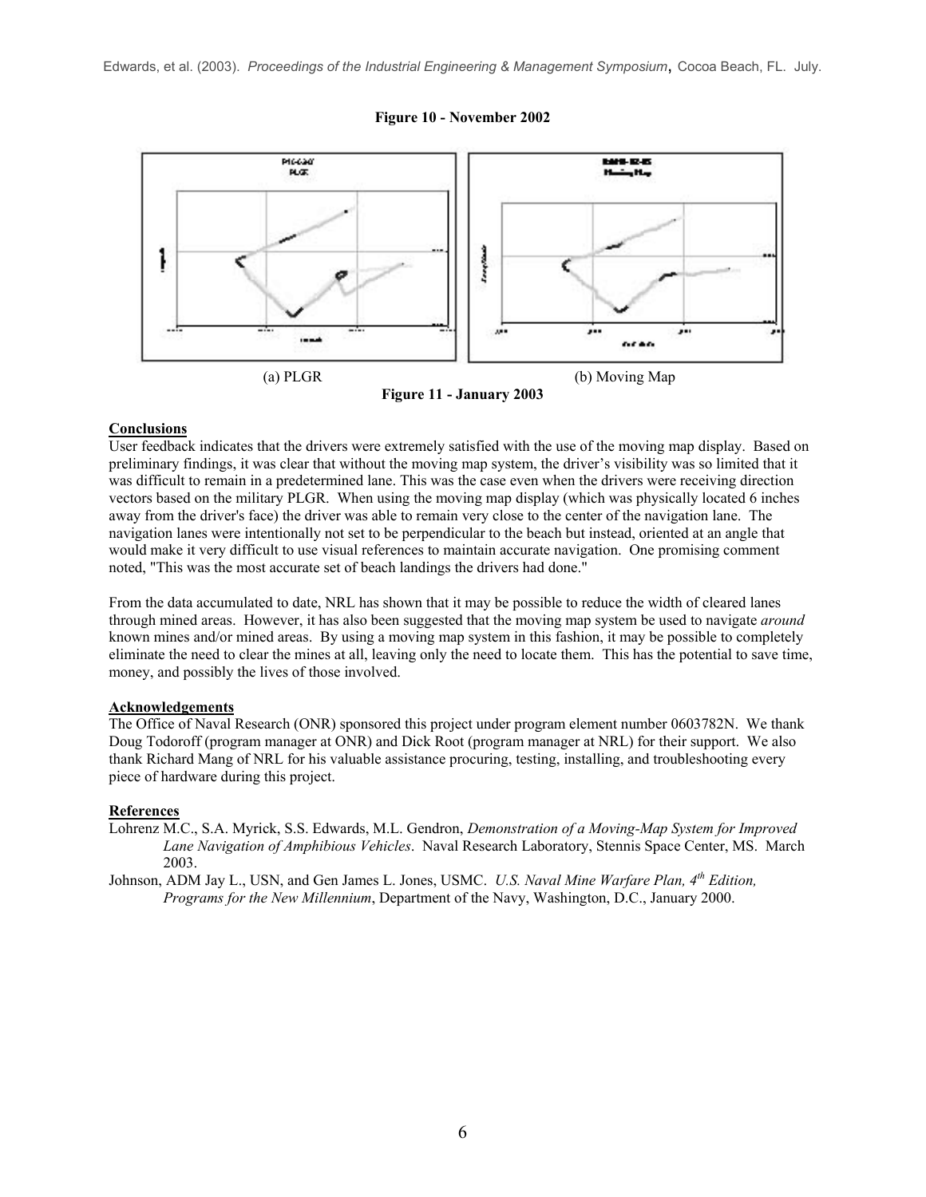**Figure 10 - November 2002**

(a) PLGR

(b) Moving Map

**Figure 11 - January 2003**

## Conclusions

User feedback indicates that the drivers were extremely satisfied with the use of the moving map display. Based on preliminary findings, it was clear that without the moving map system, the driver's visibility was so limited that it was difficult to remain in a predetermined lane. This was the case even when the drivers were receiving direction vectors based on the military PLGR. When using the moving map display (which was physically located 6 inches away from the driver's face) the driver was able to remain very close to the center of the navigation lane. The navigation lanes were intentionally not set to be perpendicular to the beach but instead, oriented at an angle that would make it very difficult to use visual references to maintain accurate navigation. One promising comment noted, "This was the most accurate set of beach landings the drivers had done."

From the data accumulated to date, NRL has shown that it may be possible to reduce the width of cleared lanes through mined areas. However, it has also been suggested that the moving map system be used to navigate *around* known mines and/or mined areas. By using a moving map system in this fashion, it may be possible to completely eliminate the need to clear the mines at all, leaving only the need to locate them. This has the potential to save time, money, and possibly the lives of those involved.

## Acknowledgements

The Office of Naval Research (ONR) sponsored this project under program element number 0603782N. We thank Doug Todoroff (program manager at ONR) and Dick Root (program manager at NRL) for their support. We also thank Richard Mang of NRL for his valuable assistance procuring, testing, installing, and troubleshooting every piece of hardware during this project.

## References

Lohrenz M.C., S.A. Myrick, S.S. Edwards, M.L. Gendron, *Demonstration of a Moving-Map System for Improved Lane Navigation of Amphibious Vehicles*. Naval Research Laboratory, Stennis Space Center, MS. March 2003.

Johnson, ADM Jay L., USN, and Gen James L. Jones, USMC. *U.S. Naval Mine Warfare Plan, 4th Edition, Programs for the New Millennium*, Department of the Navy, Washington, D.C., January 2000.